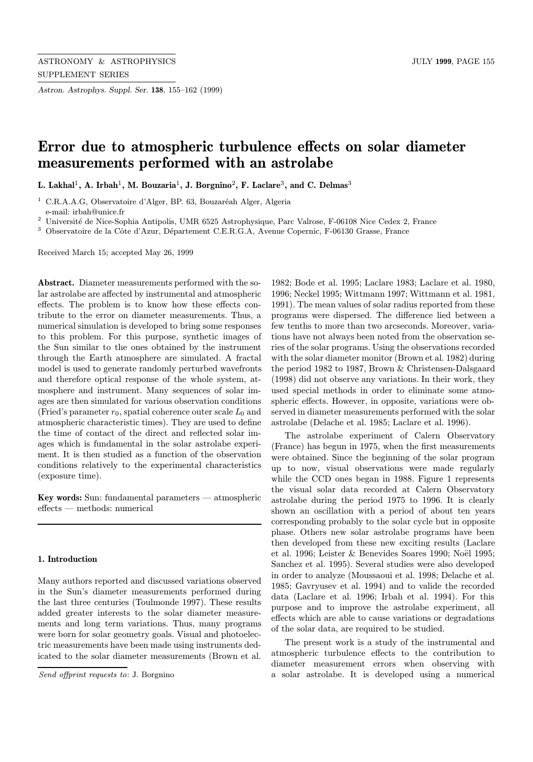# Error due to atmospheric turbulence effects on solar diameter measurements performed with an astrolabe

**L. Lakhal**[1], **A. Irbah**[1], **M. Bouzaria**[1], **J. Borgnino**[2], **F. Laclare**[3], **and C. Delmas**[3]

[1] C.R.A.A.G, Observatoire d'Alger, BP. 63, Bouzaréah Alger, Algeria
e-mail: irbah@unice.fr

[2] Université de Nice-Sophia Antipolis, UMR 6525 Astrophysique, Parc Valrose, F-06108 Nice Cedex 2, France

[3] Observatoire de la Côte d'Azur, Département C.E.R.G.A, Avenue Copernic, F-06130 Grasse, France

Received March 15; accepted May 26, 1999

**Abstract.** Diameter measurements performed with the solar astrolabe are affected by instrumental and atmospheric effects. The problem is to know how these effects contribute to the error on diameter measurements. Thus, a numerical simulation is developed to bring some responses to this problem. For this purpose, synthetic images of the Sun similar to the ones obtained by the instrument through the Earth atmosphere are simulated. A fractal model is used to generate randomly perturbed wavefronts and therefore optical response of the whole system, atmosphere and instrument. Many sequences of solar images are then simulated for various observation conditions (Fried's parameter $r_0$, spatial coherence outer scale $L_0$ and atmospheric characteristic times). They are used to define the time of contact of the direct and reflected solar images which is fundamental in the solar astrolabe experiment. It is then studied as a function of the observation conditions relatively to the experimental characteristics (exposure time).

**Key words:** Sun: fundamental parameters — atmospheric effects — methods: numerical

## 1. Introduction

Many authors reported and discussed variations observed in the Sun's diameter measurements performed during the last three centuries (Toulmonde 1997). These results added greater interests to the solar diameter measurements and long term variations. Thus, many programs were born for solar geometry goals. Visual and photoelectric measurements have been made using instruments dedicated to the solar diameter measurements (Brown et al. 1982; Bode et al. 1995; Laclare 1983; Laclare et al. 1980, 1996; Neckel 1995; Wittmann 1997; Wittmann et al. 1981, 1991). The mean values of solar radius reported from these programs were dispersed. The difference lied between a few tenths to more than two arcseconds. Moreover, variations have not always been noted from the observation series of the solar programs. Using the observations recorded with the solar diameter monitor (Brown et al. 1982) during the period 1982 to 1987, Brown & Christensen-Dalsgaard (1998) did not observe any variations. In their work, they used special methods in order to eliminate some atmospheric effects. However, in opposite, variations were observed in diameter measurements performed with the solar astrolabe (Delache et al. 1985; Laclare et al. 1996).

The astrolabe experiment of Calern Observatory (France) has begun in 1975, when the first measurements were obtained. Since the beginning of the solar program up to now, visual observations were made regularly while the CCD ones began in 1988. Figure 1 represents the visual solar data recorded at Calern Observatory astrolabe during the period 1975 to 1996. It is clearly shown an oscillation with a period of about ten years corresponding probably to the solar cycle but in opposite phase. Others new solar astrolabe programs have been then developed from these new exciting results (Laclare et al. 1996; Leister & Benevides Soares 1990; Noël 1995; Sanchez et al. 1995). Several studies were also developed in order to analyze (Moussaoui et al. 1998; Delache et al. 1985; Gavryusev et al. 1994) and to valide the recorded data (Laclare et al. 1996; Irbah et al. 1994). For this purpose and to improve the astrolabe experiment, all effects which are able to cause variations or degradations of the solar data, are required to be studied.

The present work is a study of the instrumental and atmospheric turbulence effects to the contribution to diameter measurement errors when observing with a solar astrolabe. It is developed using a numerical

*Send offprint requests to*: J. Borgnino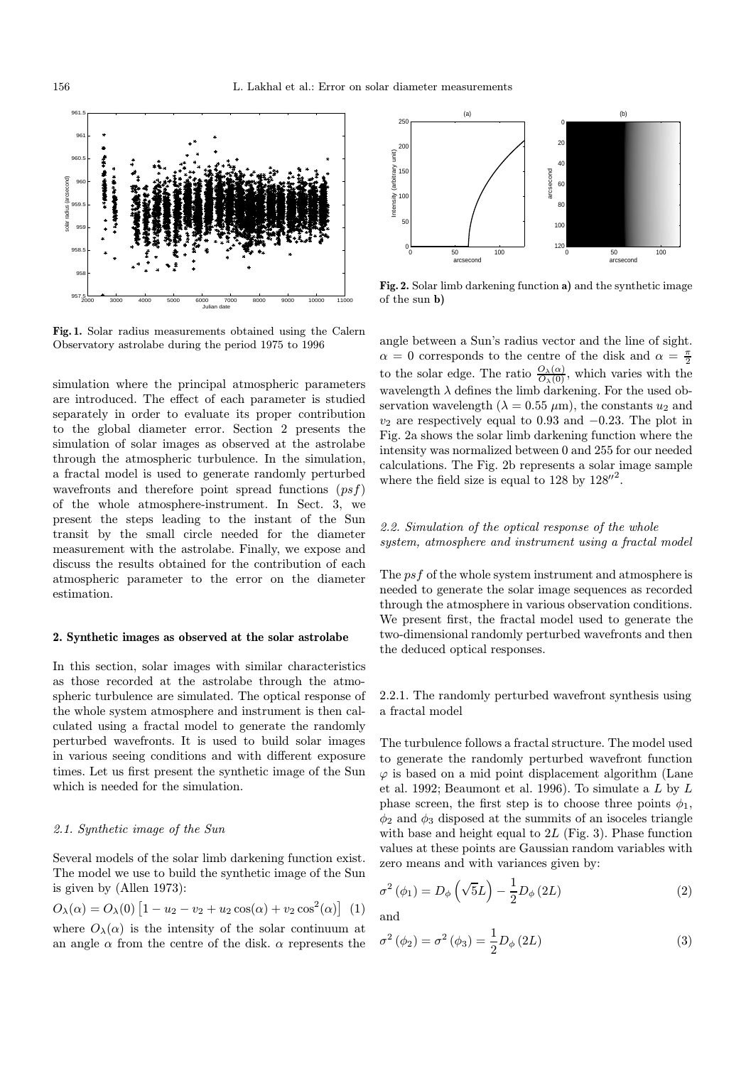Fig. 1. Solar radius measurements obtained using the Calern Observatory astrolabe during the period 1975 to 1996

simulation where the principal atmospheric parameters are introduced. The effect of each parameter is studied separately in order to evaluate its proper contribution to the global diameter error. Section 2 presents the simulation of solar images as observed at the astrolabe through the atmospheric turbulence. In the simulation, a fractal model is used to generate randomly perturbed wavefronts and therefore point spread functions ($psf$) of the whole atmosphere-instrument. In Sect. 3, we present the steps leading to the instant of the Sun transit by the small circle needed for the diameter measurement with the astrolabe. Finally, we expose and discuss the results obtained for the contribution of each atmospheric parameter to the error on the diameter estimation.

## 2. Synthetic images as observed at the solar astrolabe

In this section, solar images with similar characteristics as those recorded at the astrolabe through the atmospheric turbulence are simulated. The optical response of the whole system atmosphere and instrument is then calculated using a fractal model to generate the randomly perturbed wavefronts. It is used to build solar images in various seeing conditions and with different exposure times. Let us first present the synthetic image of the Sun which is needed for the simulation.

### *2.1. Synthetic image of the Sun*

Several models of the solar limb darkening function exist. The model we use to build the synthetic image of the Sun is given by (Allen 1973):

$$O_\lambda(\alpha) = O_\lambda(0)\left[1 - u_2 - v_2 + u_2\cos(\alpha) + v_2\cos^2(\alpha)\right] \quad (1)$$

where $O_\lambda(\alpha)$ is the intensity of the solar continuum at an angle $\alpha$ from the centre of the disk. $\alpha$ represents the angle between a Sun's radius vector and the line of sight. $\alpha = 0$ corresponds to the centre of the disk and $\alpha = \frac{\pi}{2}$ to the solar edge. The ratio $\frac{O_\lambda(\alpha)}{O_\lambda(0)}$, which varies with the wavelength $\lambda$ defines the limb darkening. For the used observation wavelength ($\lambda = 0.55\ \mu$m), the constants $u_2$ and $v_2$ are respectively equal to 0.93 and $-0.23$. The plot in Fig. 2a shows the solar limb darkening function where the intensity was normalized between 0 and 255 for our needed calculations. The Fig. 2b represents a solar image sample where the field size is equal to 128 by $128''^2$.

Fig. 2. Solar limb darkening function **a)** and the synthetic image of the sun **b)**

### *2.2. Simulation of the optical response of the whole system, atmosphere and instrument using a fractal model*

The $psf$ of the whole system instrument and atmosphere is needed to generate the solar image sequences as recorded through the atmosphere in various observation conditions. We present first, the fractal model used to generate the two-dimensional randomly perturbed wavefronts and then the deduced optical responses.

#### 2.2.1. The randomly perturbed wavefront synthesis using a fractal model

The turbulence follows a fractal structure. The model used to generate the randomly perturbed wavefront function $\varphi$ is based on a mid point displacement algorithm (Lane et al. 1992; Beaumont et al. 1996). To simulate a $L$ by $L$ phase screen, the first step is to choose three points $\phi_1$, $\phi_2$ and $\phi_3$ disposed at the summits of an isoceles triangle with base and height equal to $2L$ (Fig. 3). Phase function values at these points are Gaussian random variables with zero means and with variances given by:

$$\sigma^2(\phi_1) = D_\phi\left(\sqrt{5}L\right) - \frac{1}{2}D_\phi(2L) \quad (2)$$

and

$$\sigma^2(\phi_2) = \sigma^2(\phi_3) = \frac{1}{2}D_\phi(2L) \quad (3)$$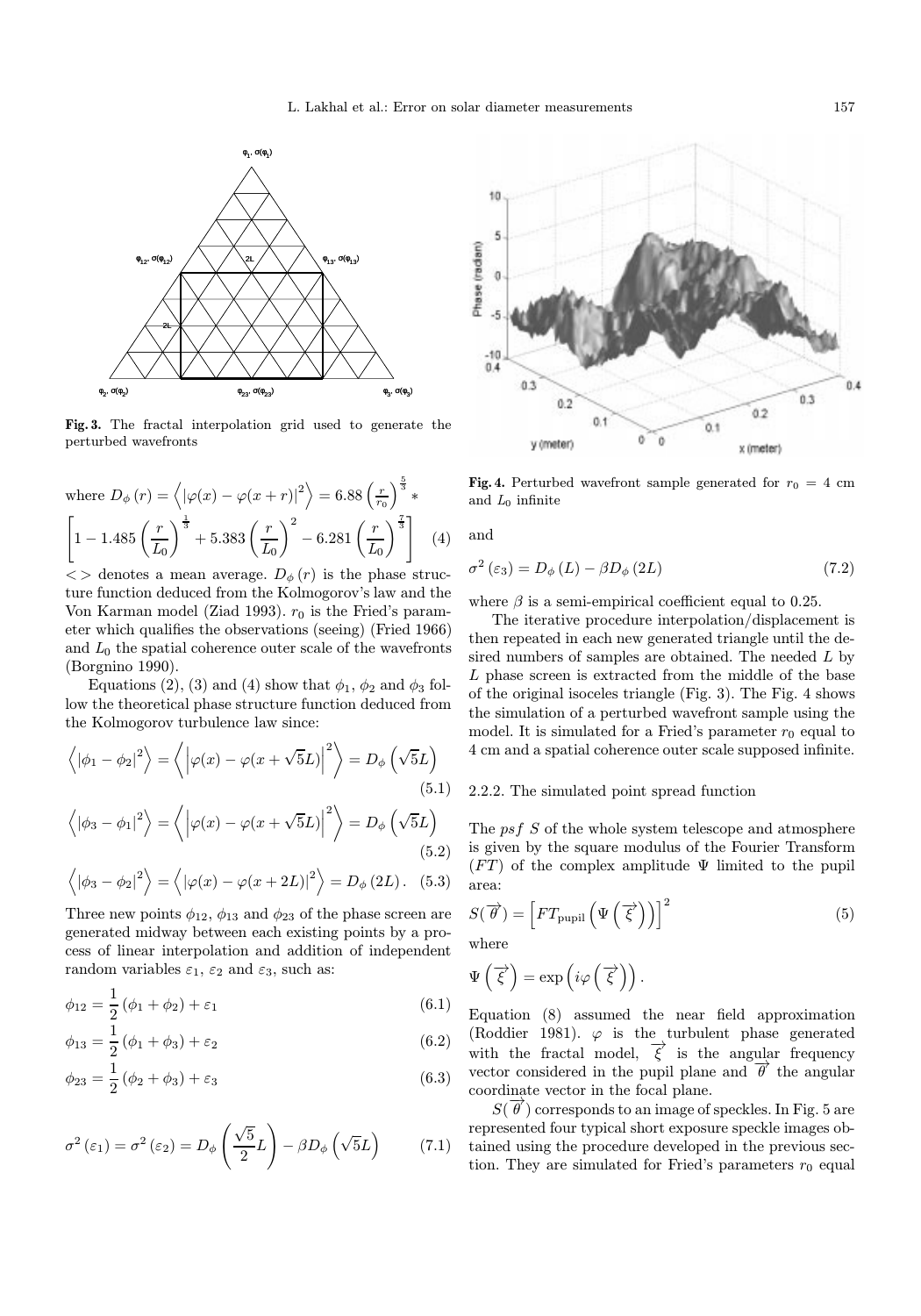Fig. 3. The fractal interpolation grid used to generate the perturbed wavefronts

where $D_\phi(r) = \left\langle |\varphi(x) - \varphi(x+r)|^2 \right\rangle = 6.88 \left(\frac{r}{r_0}\right)^{\frac{5}{3}} *$

$$\left[1 - 1.485\left(\frac{r}{L_0}\right)^{\frac{1}{3}} + 5.383\left(\frac{r}{L_0}\right)^2 - 6.281\left(\frac{r}{L_0}\right)^{\frac{7}{3}}\right] \quad (4)$$

$<>$ denotes a mean average. $D_\phi(r)$ is the phase structure function deduced from the Kolmogorov's law and the Von Karman model (Ziad 1993). $r_0$ is the Fried's parameter which qualifies the observations (seeing) (Fried 1966) and $L_0$ the spatial coherence outer scale of the wavefronts (Borgnino 1990).

Equations (2), (3) and (4) show that $\phi_1$, $\phi_2$ and $\phi_3$ follow the theoretical phase structure function deduced from the Kolmogorov turbulence law since:

$$\left\langle |\phi_1 - \phi_2|^2 \right\rangle = \left\langle \left|\varphi(x) - \varphi(x+\sqrt{5}L)\right|^2 \right\rangle = D_\phi\left(\sqrt{5}L\right) \quad (5.1)$$

$$\left\langle |\phi_3 - \phi_1|^2 \right\rangle = \left\langle \left|\varphi(x) - \varphi(x+\sqrt{5}L)\right|^2 \right\rangle = D_\phi\left(\sqrt{5}L\right) \quad (5.2)$$

$$\left\langle |\phi_3 - \phi_2|^2 \right\rangle = \left\langle |\varphi(x) - \varphi(x+2L)|^2 \right\rangle = D_\phi(2L). \quad (5.3)$$

Three new points $\phi_{12}$, $\phi_{13}$ and $\phi_{23}$ of the phase screen are generated midway between each existing points by a process of linear interpolation and addition of independent random variables $\varepsilon_1$, $\varepsilon_2$ and $\varepsilon_3$, such as:

$$\phi_{12} = \frac{1}{2}(\phi_1 + \phi_2) + \varepsilon_1 \quad (6.1)$$

$$\phi_{13} = \frac{1}{2}(\phi_1 + \phi_3) + \varepsilon_2 \quad (6.2)$$

$$\phi_{23} = \frac{1}{2}(\phi_2 + \phi_3) + \varepsilon_3 \quad (6.3)$$

$$\sigma^2(\varepsilon_1) = \sigma^2(\varepsilon_2) = D_\phi\left(\frac{\sqrt{5}}{2}L\right) - \beta D_\phi\left(\sqrt{5}L\right) \quad (7.1)$$

Fig. 4. Perturbed wavefront sample generated for $r_0 = 4$ cm and $L_0$ infinite

and

$$\sigma^2(\varepsilon_3) = D_\phi(L) - \beta D_\phi(2L) \quad (7.2)$$

where $\beta$ is a semi-empirical coefficient equal to 0.25.

The iterative procedure interpolation/displacement is then repeated in each new generated triangle until the desired numbers of samples are obtained. The needed $L$ by $L$ phase screen is extracted from the middle of the base of the original isoceles triangle (Fig. 3). The Fig. 4 shows the simulation of a perturbed wavefront sample using the model. It is simulated for a Fried's parameter $r_0$ equal to 4 cm and a spatial coherence outer scale supposed infinite.

### 2.2.2. The simulated point spread function

The *psf* $S$ of the whole system telescope and atmosphere is given by the square modulus of the Fourier Transform ($FT$) of the complex amplitude $\Psi$ limited to the pupil area:

$$S(\overrightarrow{\theta}) = \left[FT_{\text{pupil}}\left(\Psi\left(\overrightarrow{\xi}\right)\right)\right]^2 \quad (5)$$

where

$$\Psi\left(\overrightarrow{\xi}\right) = \exp\left(i\varphi\left(\overrightarrow{\xi}\right)\right).$$

Equation (8) assumed the near field approximation (Roddier 1981). $\varphi$ is the turbulent phase generated with the fractal model, $\overrightarrow{\xi}$ is the angular frequency vector considered in the pupil plane and $\overrightarrow{\theta}$ the angular coordinate vector in the focal plane.

$S(\overrightarrow{\theta})$ corresponds to an image of speckles. In Fig. 5 are represented four typical short exposure speckle images obtained using the procedure developed in the previous section. They are simulated for Fried's parameters $r_0$ equal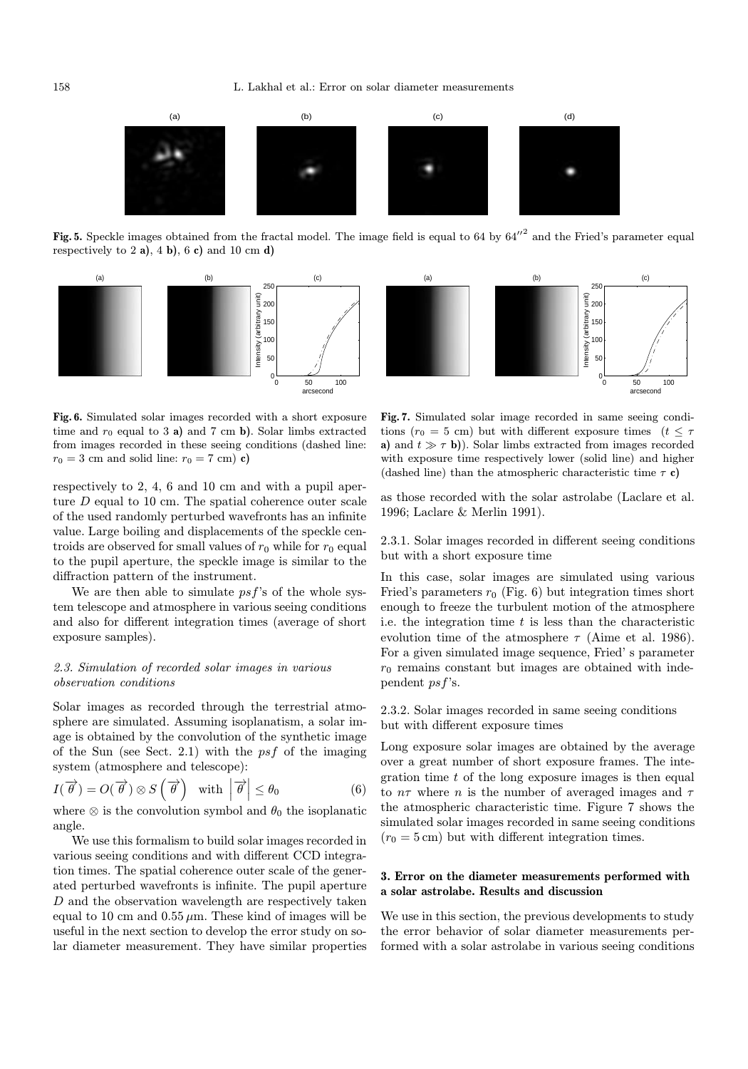**Fig. 5.** Speckle images obtained from the fractal model. The image field is equal to 64 by $64''^2$ and the Fried's parameter equal respectively to 2 **a)**, 4 **b)**, 6 **c)** and 10 cm **d)**

**Fig. 6.** Simulated solar images recorded with a short exposure time and $r_0$ equal to 3 **a)** and 7 cm **b)**. Solar limbs extracted from images recorded in these seeing conditions (dashed line: $r_0 = 3$ cm and solid line: $r_0 = 7$ cm) **c)**

**Fig. 7.** Simulated solar image recorded in same seeing conditions ($r_0 = 5$ cm) but with different exposure times ($t \leq \tau$ **a)** and $t \gg \tau$ **b)**). Solar limbs extracted from images recorded with exposure time respectively lower (solid line) and higher (dashed line) than the atmospheric characteristic time $\tau$ **c)**

respectively to 2, 4, 6 and 10 cm and with a pupil aperture $D$ equal to 10 cm. The spatial coherence outer scale of the used randomly perturbed wavefronts has an infinite value. Large boiling and displacements of the speckle centroids are observed for small values of $r_0$ while for $r_0$ equal to the pupil aperture, the speckle image is similar to the diffraction pattern of the instrument.

We are then able to simulate $psf$'s of the whole system telescope and atmosphere in various seeing conditions and also for different integration times (average of short exposure samples).

### *2.3. Simulation of recorded solar images in various observation conditions*

Solar images as recorded through the terrestrial atmosphere are simulated. Assuming isoplanatism, a solar image is obtained by the convolution of the synthetic image of the Sun (see Sect. 2.1) with the $psf$ of the imaging system (atmosphere and telescope):

$$I(\overrightarrow{\theta}) = O(\overrightarrow{\theta}) \otimes S\left(\overrightarrow{\theta}\right) \quad \text{with } \left|\overrightarrow{\theta}\right| \leq \theta_0 \tag{6}$$

where $\otimes$ is the convolution symbol and $\theta_0$ the isoplanatic angle.

We use this formalism to build solar images recorded in various seeing conditions and with different CCD integration times. The spatial coherence outer scale of the generated perturbed wavefronts is infinite. The pupil aperture $D$ and the observation wavelength are respectively taken equal to 10 cm and 0.55 $\mu$m. These kind of images will be useful in the next section to develop the error study on solar diameter measurement. They have similar properties as those recorded with the solar astrolabe (Laclare et al. 1996; Laclare & Merlin 1991).

#### 2.3.1. Solar images recorded in different seeing conditions but with a short exposure time

In this case, solar images are simulated using various Fried's parameters $r_0$ (Fig. 6) but integration times short enough to freeze the turbulent motion of the atmosphere i.e. the integration time $t$ is less than the characteristic evolution time of the atmosphere $\tau$ (Aime et al. 1986). For a given simulated image sequence, Fried' s parameter $r_0$ remains constant but images are obtained with independent $psf$'s.

#### 2.3.2. Solar images recorded in same seeing conditions but with different exposure times

Long exposure solar images are obtained by the average over a great number of short exposure frames. The integration time $t$ of the long exposure images is then equal to $n\tau$ where $n$ is the number of averaged images and $\tau$ the atmospheric characteristic time. Figure 7 shows the simulated solar images recorded in same seeing conditions ($r_0 = 5$ cm) but with different integration times.

## 3. Error on the diameter measurements performed with a solar astrolabe. Results and discussion

We use in this section, the previous developments to study the error behavior of solar diameter measurements performed with a solar astrolabe in various seeing conditions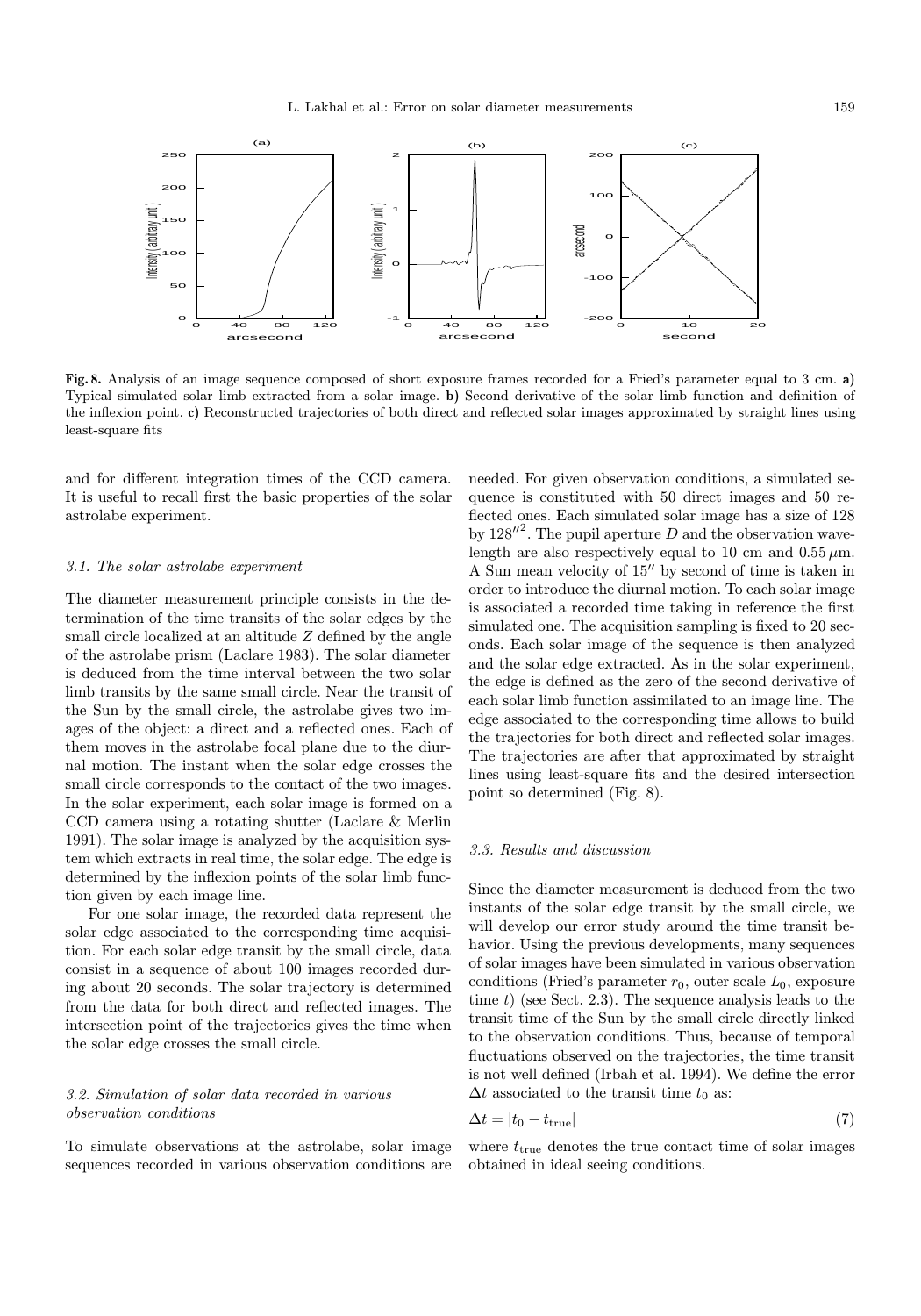**Fig. 8.** Analysis of an image sequence composed of short exposure frames recorded for a Fried's parameter equal to 3 cm. **a)** Typical simulated solar limb extracted from a solar image. **b)** Second derivative of the solar limb function and definition of the inflexion point. **c)** Reconstructed trajectories of both direct and reflected solar images approximated by straight lines using least-square fits

and for different integration times of the CCD camera. It is useful to recall first the basic properties of the solar astrolabe experiment.

### *3.1. The solar astrolabe experiment*

The diameter measurement principle consists in the determination of the time transits of the solar edges by the small circle localized at an altitude $Z$ defined by the angle of the astrolabe prism (Laclare 1983). The solar diameter is deduced from the time interval between the two solar limb transits by the same small circle. Near the transit of the Sun by the small circle, the astrolabe gives two images of the object: a direct and a reflected ones. Each of them moves in the astrolabe focal plane due to the diurnal motion. The instant when the solar edge crosses the small circle corresponds to the contact of the two images. In the solar experiment, each solar image is formed on a CCD camera using a rotating shutter (Laclare & Merlin 1991). The solar image is analyzed by the acquisition system which extracts in real time, the solar edge. The edge is determined by the inflexion points of the solar limb function given by each image line.

For one solar image, the recorded data represent the solar edge associated to the corresponding time acquisition. For each solar edge transit by the small circle, data consist in a sequence of about 100 images recorded during about 20 seconds. The solar trajectory is determined from the data for both direct and reflected images. The intersection point of the trajectories gives the time when the solar edge crosses the small circle.

### *3.2. Simulation of solar data recorded in various observation conditions*

To simulate observations at the astrolabe, solar image sequences recorded in various observation conditions are needed. For given observation conditions, a simulated sequence is constituted with 50 direct images and 50 reflected ones. Each simulated solar image has a size of 128 by $128''^2$. The pupil aperture $D$ and the observation wavelength are also respectively equal to 10 cm and $0.55\,\mu$m. A Sun mean velocity of $15''$ by second of time is taken in order to introduce the diurnal motion. To each solar image is associated a recorded time taking in reference the first simulated one. The acquisition sampling is fixed to 20 seconds. Each solar image of the sequence is then analyzed and the solar edge extracted. As in the solar experiment, the edge is defined as the zero of the second derivative of each solar limb function assimilated to an image line. The edge associated to the corresponding time allows to build the trajectories for both direct and reflected solar images. The trajectories are after that approximated by straight lines using least-square fits and the desired intersection point so determined (Fig. 8).

### *3.3. Results and discussion*

Since the diameter measurement is deduced from the two instants of the solar edge transit by the small circle, we will develop our error study around the time transit behavior. Using the previous developments, many sequences of solar images have been simulated in various observation conditions (Fried's parameter $r_0$, outer scale $L_0$, exposure time $t$) (see Sect. 2.3). The sequence analysis leads to the transit time of the Sun by the small circle directly linked to the observation conditions. Thus, because of temporal fluctuations observed on the trajectories, the time transit is not well defined (Irbah et al. 1994). We define the error $\Delta t$ associated to the transit time $t_0$ as:

$$\Delta t = |t_0 - t_{\rm true}| \tag{7}$$

where $t_{\rm true}$ denotes the true contact time of solar images obtained in ideal seeing conditions.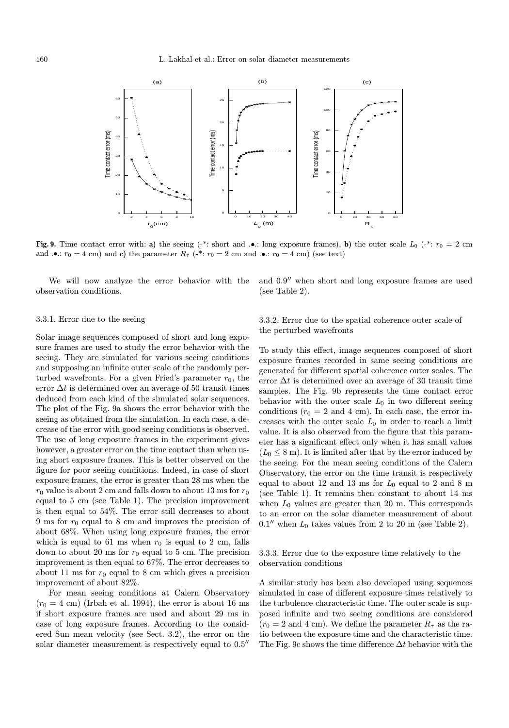**Fig. 9.** Time contact error with: **a)** the seeing (-*: short and .•.: long exposure frames), **b)** the outer scale $L_0$ (-*: $r_0 = 2$ cm and .•.: $r_0 = 4$ cm) and **c)** the parameter $R_\tau$ (-*: $r_0 = 2$ cm and .•.: $r_0 = 4$ cm) (see text)

We will now analyze the error behavior with the observation conditions.

#### 3.3.1. Error due to the seeing

Solar image sequences composed of short and long exposure frames are used to study the error behavior with the seeing. They are simulated for various seeing conditions and supposing an infinite outer scale of the randomly perturbed wavefronts. For a given Fried's parameter $r_0$, the error $\Delta t$ is determined over an average of 50 transit times deduced from each kind of the simulated solar sequences. The plot of the Fig. 9a shows the error behavior with the seeing as obtained from the simulation. In each case, a decrease of the error with good seeing conditions is observed. The use of long exposure frames in the experiment gives however, a greater error on the time contact than when using short exposure frames. This is better observed on the figure for poor seeing conditions. Indeed, in case of short exposure frames, the error is greater than 28 ms when the $r_0$ value is about 2 cm and falls down to about 13 ms for $r_0$ equal to 5 cm (see Table 1). The precision improvement is then equal to 54%. The error still decreases to about 9 ms for $r_0$ equal to 8 cm and improves the precision of about 68%. When using long exposure frames, the error which is equal to 61 ms when $r_0$ is equal to 2 cm, falls down to about 20 ms for $r_0$ equal to 5 cm. The precision improvement is then equal to 67%. The error decreases to about 11 ms for $r_0$ equal to 8 cm which gives a precision improvement of about 82%.

For mean seeing conditions at Calern Observatory ($r_0 = 4$ cm) (Irbah et al. 1994), the error is about 16 ms if short exposure frames are used and about 29 ms in case of long exposure frames. According to the considered Sun mean velocity (see Sect. 3.2), the error on the solar diameter measurement is respectively equal to $0.5''$ and $0.9''$ when short and long exposure frames are used (see Table 2).

#### 3.3.2. Error due to the spatial coherence outer scale of the perturbed wavefronts

To study this effect, image sequences composed of short exposure frames recorded in same seeing conditions are generated for different spatial coherence outer scales. The error $\Delta t$ is determined over an average of 30 transit time samples. The Fig. 9b represents the time contact error behavior with the outer scale $L_0$ in two different seeing conditions ($r_0 = 2$ and 4 cm). In each case, the error increases with the outer scale $L_0$ in order to reach a limit value. It is also observed from the figure that this parameter has a significant effect only when it has small values ($L_0 \leq 8$ m). It is limited after that by the error induced by the seeing. For the mean seeing conditions of the Calern Observatory, the error on the time transit is respectively equal to about 12 and 13 ms for $L_0$ equal to 2 and 8 m (see Table 1). It remains then constant to about 14 ms when $L_0$ values are greater than 20 m. This corresponds to an error on the solar diameter measurement of about $0.1''$ when $L_0$ takes values from 2 to 20 m (see Table 2).

#### 3.3.3. Error due to the exposure time relatively to the observation conditions

A similar study has been also developed using sequences simulated in case of different exposure times relatively to the turbulence characteristic time. The outer scale is supposed infinite and two seeing conditions are considered ($r_0 = 2$ and 4 cm). We define the parameter $R_\tau$ as the ratio between the exposure time and the characteristic time. The Fig. 9c shows the time difference $\Delta t$ behavior with the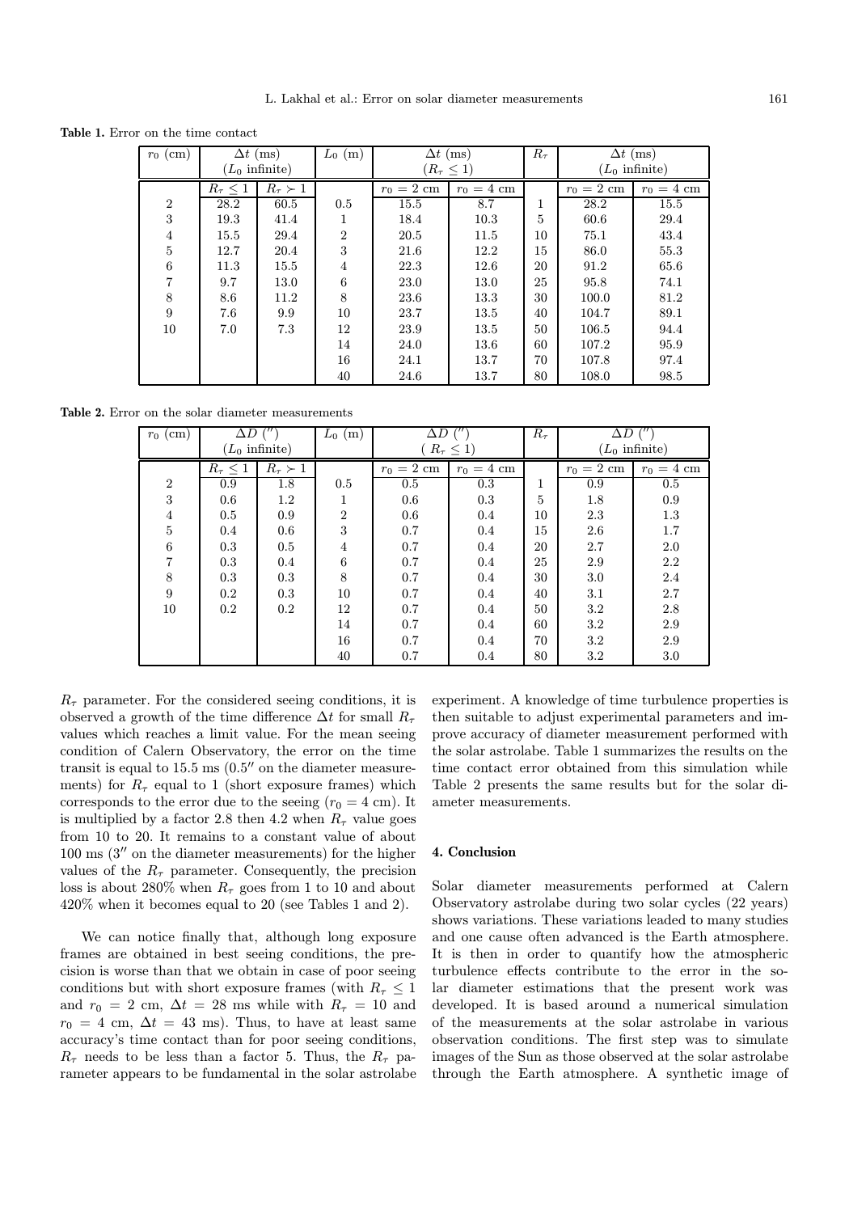**Table 1.** Error on the time contact

| $r_0$ (cm) | $\Delta t$ (ms) ($L_0$ infinite) | | $L_0$ (m) | $\Delta t$ (ms) ($R_\tau \leq 1$) | | $R_\tau$ | $\Delta t$ (ms) ($L_0$ infinite) | |
|---|---|---|---|---|---|---|---|---|
| | $R_\tau \leq 1$ | $R_\tau \succ 1$ | | $r_0 = 2$ cm | $r_0 = 4$ cm | | $r_0 = 2$ cm | $r_0 = 4$ cm |
| 2 | 28.2 | 60.5 | 0.5 | 15.5 | 8.7 | 1 | 28.2 | 15.5 |
| 3 | 19.3 | 41.4 | 1 | 18.4 | 10.3 | 5 | 60.6 | 29.4 |
| 4 | 15.5 | 29.4 | 2 | 20.5 | 11.5 | 10 | 75.1 | 43.4 |
| 5 | 12.7 | 20.4 | 3 | 21.6 | 12.2 | 15 | 86.0 | 55.3 |
| 6 | 11.3 | 15.5 | 4 | 22.3 | 12.6 | 20 | 91.2 | 65.6 |
| 7 | 9.7 | 13.0 | 6 | 23.0 | 13.0 | 25 | 95.8 | 74.1 |
| 8 | 8.6 | 11.2 | 8 | 23.6 | 13.3 | 30 | 100.0 | 81.2 |
| 9 | 7.6 | 9.9 | 10 | 23.7 | 13.5 | 40 | 104.7 | 89.1 |
| 10 | 7.0 | 7.3 | 12 | 23.9 | 13.5 | 50 | 106.5 | 94.4 |
| | | | 14 | 24.0 | 13.6 | 60 | 107.2 | 95.9 |
| | | | 16 | 24.1 | 13.7 | 70 | 107.8 | 97.4 |
| | | | 40 | 24.6 | 13.7 | 80 | 108.0 | 98.5 |

**Table 2.** Error on the solar diameter measurements

| $r_0$ (cm) | $\Delta D$ ($''$) ($L_0$ infinite) | | $L_0$ (m) | $\Delta D$ ($''$) ($R_\tau \leq 1$) | | $R_\tau$ | $\Delta D$ ($''$) ($L_0$ infinite) | |
|---|---|---|---|---|---|---|---|---|
| | $R_\tau \leq 1$ | $R_\tau \succ 1$ | | $r_0 = 2$ cm | $r_0 = 4$ cm | | $r_0 = 2$ cm | $r_0 = 4$ cm |
| 2 | 0.9 | 1.8 | 0.5 | 0.5 | 0.3 | 1 | 0.9 | 0.5 |
| 3 | 0.6 | 1.2 | 1 | 0.6 | 0.3 | 5 | 1.8 | 0.9 |
| 4 | 0.5 | 0.9 | 2 | 0.6 | 0.4 | 10 | 2.3 | 1.3 |
| 5 | 0.4 | 0.6 | 3 | 0.7 | 0.4 | 15 | 2.6 | 1.7 |
| 6 | 0.3 | 0.5 | 4 | 0.7 | 0.4 | 20 | 2.7 | 2.0 |
| 7 | 0.3 | 0.4 | 6 | 0.7 | 0.4 | 25 | 2.9 | 2.2 |
| 8 | 0.3 | 0.3 | 8 | 0.7 | 0.4 | 30 | 3.0 | 2.4 |
| 9 | 0.2 | 0.3 | 10 | 0.7 | 0.4 | 40 | 3.1 | 2.7 |
| 10 | 0.2 | 0.2 | 12 | 0.7 | 0.4 | 50 | 3.2 | 2.8 |
| | | | 14 | 0.7 | 0.4 | 60 | 3.2 | 2.9 |
| | | | 16 | 0.7 | 0.4 | 70 | 3.2 | 2.9 |
| | | | 40 | 0.7 | 0.4 | 80 | 3.2 | 3.0 |

$R_\tau$ parameter. For the considered seeing conditions, it is observed a growth of the time difference $\Delta t$ for small $R_\tau$ values which reaches a limit value. For the mean seeing condition of Calern Observatory, the error on the time transit is equal to 15.5 ms ($0.5''$ on the diameter measurements) for $R_\tau$ equal to 1 (short exposure frames) which corresponds to the error due to the seeing ($r_0 = 4$ cm). It is multiplied by a factor 2.8 then 4.2 when $R_\tau$ value goes from 10 to 20. It remains to a constant value of about 100 ms ($3''$ on the diameter measurements) for the higher values of the $R_\tau$ parameter. Consequently, the precision loss is about 280% when $R_\tau$ goes from 1 to 10 and about 420% when it becomes equal to 20 (see Tables 1 and 2).

We can notice finally that, although long exposure frames are obtained in best seeing conditions, the precision is worse than that we obtain in case of poor seeing conditions but with short exposure frames (with $R_\tau \leq 1$ and $r_0 = 2$ cm, $\Delta t = 28$ ms while with $R_\tau = 10$ and $r_0 = 4$ cm, $\Delta t = 43$ ms). Thus, to have at least same accuracy's time contact than for poor seeing conditions, $R_\tau$ needs to be less than a factor 5. Thus, the $R_\tau$ parameter appears to be fundamental in the solar astrolabe experiment. A knowledge of time turbulence properties is then suitable to adjust experimental parameters and improve accuracy of diameter measurement performed with the solar astrolabe. Table 1 summarizes the results on the time contact error obtained from this simulation while Table 2 presents the same results but for the solar diameter measurements.

## 4. Conclusion

Solar diameter measurements performed at Calern Observatory astrolabe during two solar cycles (22 years) shows variations. These variations leaded to many studies and one cause often advanced is the Earth atmosphere. It is then in order to quantify how the atmospheric turbulence effects contribute to the error in the solar diameter estimations that the present work was developed. It is based around a numerical simulation of the measurements at the solar astrolabe in various observation conditions. The first step was to simulate images of the Sun as those observed at the solar astrolabe through the Earth atmosphere. A synthetic image of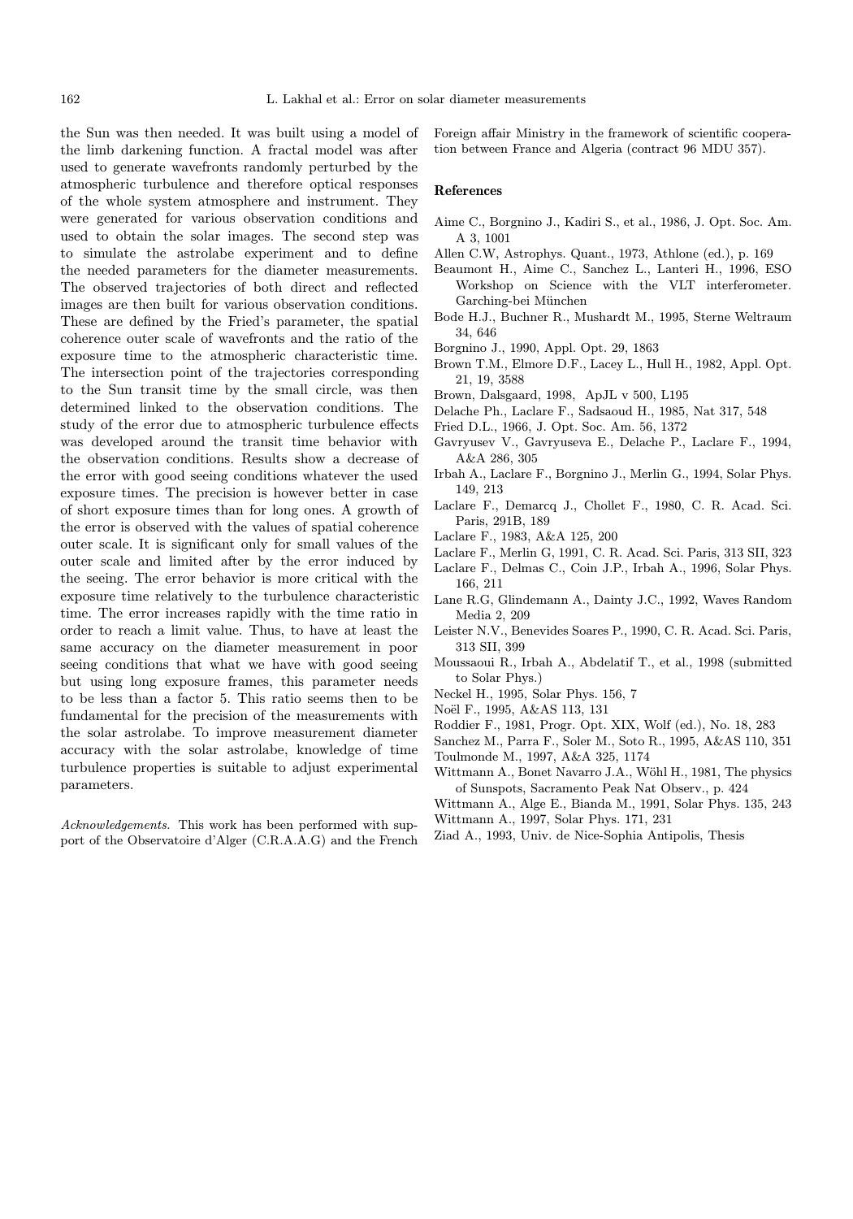the Sun was then needed. It was built using a model of the limb darkening function. A fractal model was after used to generate wavefronts randomly perturbed by the atmospheric turbulence and therefore optical responses of the whole system atmosphere and instrument. They were generated for various observation conditions and used to obtain the solar images. The second step was to simulate the astrolabe experiment and to define the needed parameters for the diameter measurements. The observed trajectories of both direct and reflected images are then built for various observation conditions. These are defined by the Fried's parameter, the spatial coherence outer scale of wavefronts and the ratio of the exposure time to the atmospheric characteristic time. The intersection point of the trajectories corresponding to the Sun transit time by the small circle, was then determined linked to the observation conditions. The study of the error due to atmospheric turbulence effects was developed around the transit time behavior with the observation conditions. Results show a decrease of the error with good seeing conditions whatever the used exposure times. The precision is however better in case of short exposure times than for long ones. A growth of the error is observed with the values of spatial coherence outer scale. It is significant only for small values of the outer scale and limited after by the error induced by the seeing. The error behavior is more critical with the exposure time relatively to the turbulence characteristic time. The error increases rapidly with the time ratio in order to reach a limit value. Thus, to have at least the same accuracy on the diameter measurement in poor seeing conditions that what we have with good seeing but using long exposure frames, this parameter needs to be less than a factor 5. This ratio seems then to be fundamental for the precision of the measurements with the solar astrolabe. To improve measurement diameter accuracy with the solar astrolabe, knowledge of time turbulence properties is suitable to adjust experimental parameters.

*Acknowledgements.* This work has been performed with support of the Observatoire d'Alger (C.R.A.A.G) and the French Foreign affair Ministry in the framework of scientific cooperation between France and Algeria (contract 96 MDU 357).

## References

Aime C., Borgnino J., Kadiri S., et al., 1986, J. Opt. Soc. Am. A 3, 1001

Allen C.W, Astrophys. Quant., 1973, Athlone (ed.), p. 169

Beaumont H., Aime C., Sanchez L., Lanteri H., 1996, ESO Workshop on Science with the VLT interferometer. Garching-bei München

Bode H.J., Buchner R., Mushardt M., 1995, Sterne Weltraum 34, 646

Borgnino J., 1990, Appl. Opt. 29, 1863

Brown T.M., Elmore D.F., Lacey L., Hull H., 1982, Appl. Opt. 21, 19, 3588

Brown, Dalsgaard, 1998, ApJL v 500, L195

Delache Ph., Laclare F., Sadsaoud H., 1985, Nat 317, 548

Fried D.L., 1966, J. Opt. Soc. Am. 56, 1372

Gavryusev V., Gavryuseva E., Delache P., Laclare F., 1994, A&A 286, 305

Irbah A., Laclare F., Borgnino J., Merlin G., 1994, Solar Phys. 149, 213

Laclare F., Demarcq J., Chollet F., 1980, C. R. Acad. Sci. Paris, 291B, 189

Laclare F., 1983, A&A 125, 200

Laclare F., Merlin G, 1991, C. R. Acad. Sci. Paris, 313 SII, 323

Laclare F., Delmas C., Coin J.P., Irbah A., 1996, Solar Phys. 166, 211

Lane R.G, Glindemann A., Dainty J.C., 1992, Waves Random Media 2, 209

Leister N.V., Benevides Soares P., 1990, C. R. Acad. Sci. Paris, 313 SII, 399

Moussaoui R., Irbah A., Abdelatif T., et al., 1998 (submitted to Solar Phys.)

Neckel H., 1995, Solar Phys. 156, 7

Noël F., 1995, A&AS 113, 131

Roddier F., 1981, Progr. Opt. XIX, Wolf (ed.), No. 18, 283

Sanchez M., Parra F., Soler M., Soto R., 1995, A&AS 110, 351

Toulmonde M., 1997, A&A 325, 1174

Wittmann A., Bonet Navarro J.A., Wöhl H., 1981, The physics of Sunspots, Sacramento Peak Nat Observ., p. 424

Wittmann A., Alge E., Bianda M., 1991, Solar Phys. 135, 243

Wittmann A., 1997, Solar Phys. 171, 231

Ziad A., 1993, Univ. de Nice-Sophia Antipolis, Thesis